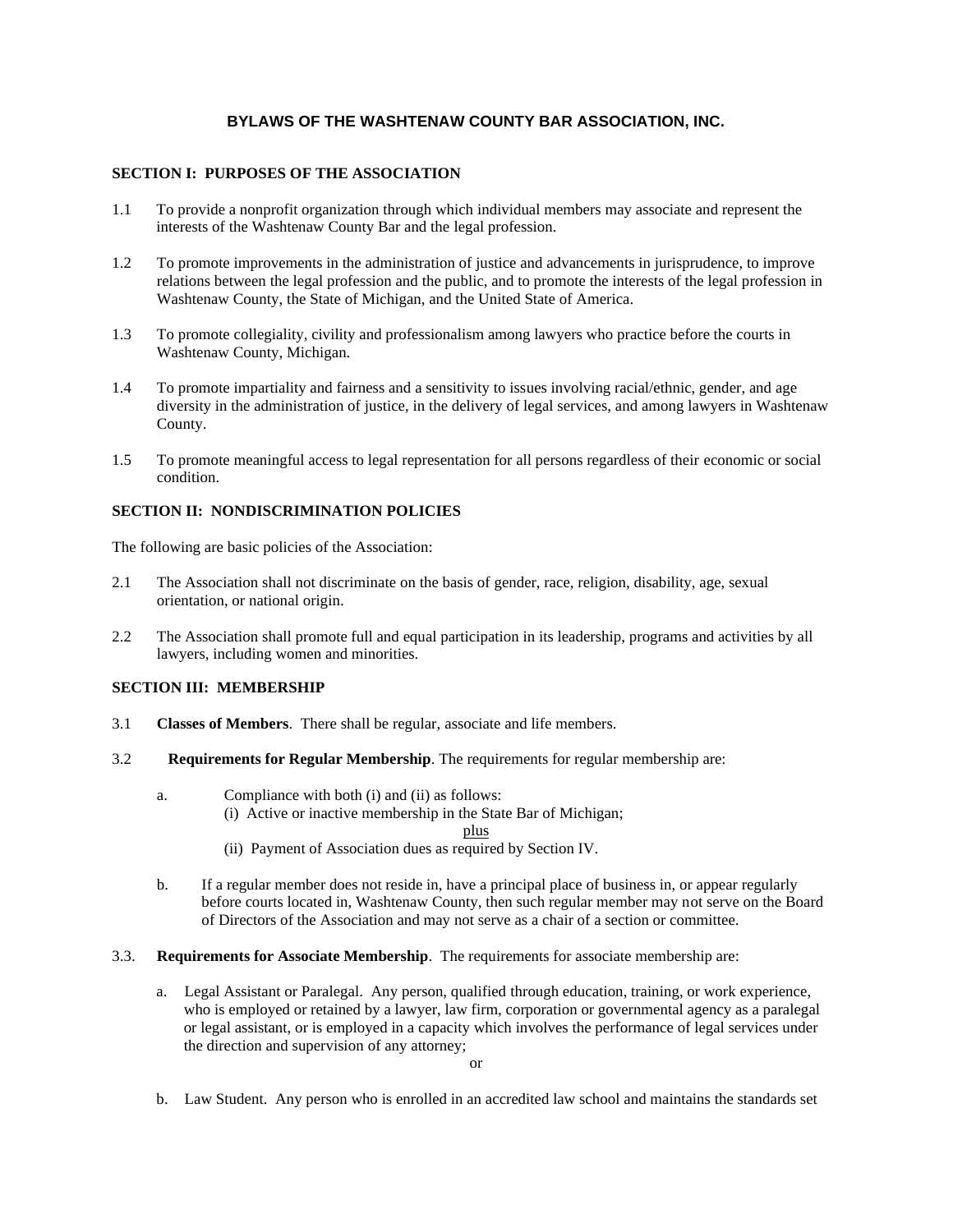# BYLAWS OF THE WASHTENAW COUNTY BAR ASSOCIATION, INC.

## SECTION I: PURPOSES OF THE ASSOCIATION

1.1 To provide a nonprofit organization through which individual members may associate and represent the interests of the Washtenaw County Bar and the legal profession.

1.2 To promote improvements in the administration of justice and advancements in jurisprudence, to improve relations between the legal profession and the public, and to promote the interests of the legal profession in Washtenaw County, the State of Michigan, and the United State of America.

1.3 To promote collegiality, civility and professionalism among lawyers who practice before the courts in Washtenaw County, Michigan.

1.4 To promote impartiality and fairness and a sensitivity to issues involving racial/ethnic, gender, and age diversity in the administration of justice, in the delivery of legal services, and among lawyers in Washtenaw County.

1.5 To promote meaningful access to legal representation for all persons regardless of their economic or social condition.

## SECTION II: NONDISCRIMINATION POLICIES

The following are basic policies of the Association:

2.1 The Association shall not discriminate on the basis of gender, race, religion, disability, age, sexual orientation, or national origin.

2.2 The Association shall promote full and equal participation in its leadership, programs and activities by all lawyers, including women and minorities.

## SECTION III: MEMBERSHIP

3.1 **Classes of Members**. There shall be regular, associate and life members.

3.2 **Requirements for Regular Membership**. The requirements for regular membership are:

a. Compliance with both (i) and (ii) as follows:
   (i) Active or inactive membership in the State Bar of Michigan;
   
   <u>plus</u>
   
   (ii) Payment of Association dues as required by Section IV.

b. If a regular member does not reside in, have a principal place of business in, or appear regularly before courts located in, Washtenaw County, then such regular member may not serve on the Board of Directors of the Association and may not serve as a chair of a section or committee.

3.3. **Requirements for Associate Membership**. The requirements for associate membership are:

a. Legal Assistant or Paralegal. Any person, qualified through education, training, or work experience, who is employed or retained by a lawyer, law firm, corporation or governmental agency as a paralegal or legal assistant, or is employed in a capacity which involves the performance of legal services under the direction and supervision of any attorney;

   or

b. Law Student. Any person who is enrolled in an accredited law school and maintains the standards set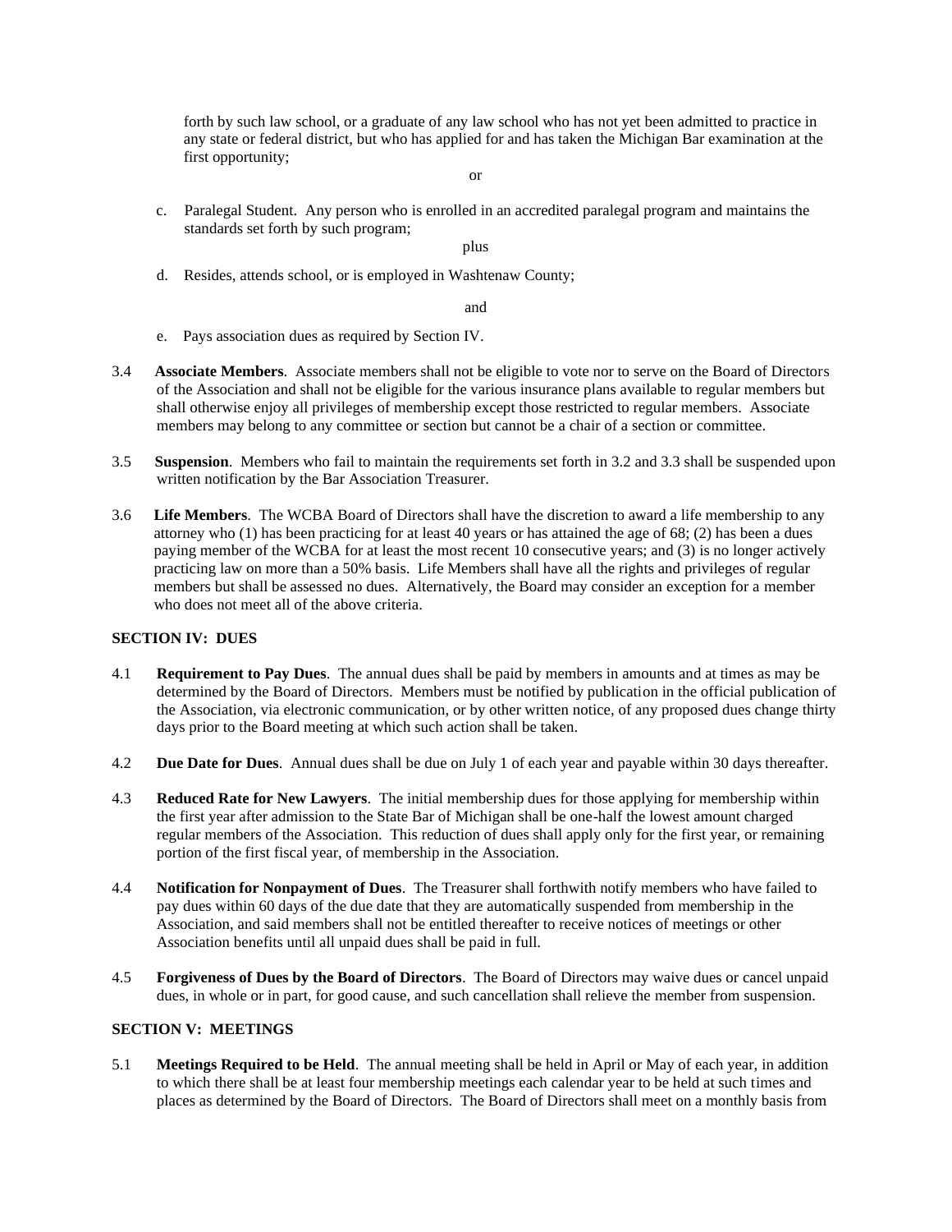forth by such law school, or a graduate of any law school who has not yet been admitted to practice in any state or federal district, but who has applied for and has taken the Michigan Bar examination at the first opportunity;

or

c. Paralegal Student. Any person who is enrolled in an accredited paralegal program and maintains the standards set forth by such program;

plus

d. Resides, attends school, or is employed in Washtenaw County;

and

e. Pays association dues as required by Section IV.

3.4 **Associate Members**. Associate members shall not be eligible to vote nor to serve on the Board of Directors of the Association and shall not be eligible for the various insurance plans available to regular members but shall otherwise enjoy all privileges of membership except those restricted to regular members. Associate members may belong to any committee or section but cannot be a chair of a section or committee.

3.5 **Suspension**. Members who fail to maintain the requirements set forth in 3.2 and 3.3 shall be suspended upon written notification by the Bar Association Treasurer.

3.6 **Life Members**. The WCBA Board of Directors shall have the discretion to award a life membership to any attorney who (1) has been practicing for at least 40 years or has attained the age of 68; (2) has been a dues paying member of the WCBA for at least the most recent 10 consecutive years; and (3) is no longer actively practicing law on more than a 50% basis. Life Members shall have all the rights and privileges of regular members but shall be assessed no dues. Alternatively, the Board may consider an exception for a member who does not meet all of the above criteria.

## SECTION IV: DUES

4.1 **Requirement to Pay Dues**. The annual dues shall be paid by members in amounts and at times as may be determined by the Board of Directors. Members must be notified by publication in the official publication of the Association, via electronic communication, or by other written notice, of any proposed dues change thirty days prior to the Board meeting at which such action shall be taken.

4.2 **Due Date for Dues**. Annual dues shall be due on July 1 of each year and payable within 30 days thereafter.

4.3 **Reduced Rate for New Lawyers**. The initial membership dues for those applying for membership within the first year after admission to the State Bar of Michigan shall be one-half the lowest amount charged regular members of the Association. This reduction of dues shall apply only for the first year, or remaining portion of the first fiscal year, of membership in the Association.

4.4 **Notification for Nonpayment of Dues**. The Treasurer shall forthwith notify members who have failed to pay dues within 60 days of the due date that they are automatically suspended from membership in the Association, and said members shall not be entitled thereafter to receive notices of meetings or other Association benefits until all unpaid dues shall be paid in full.

4.5 **Forgiveness of Dues by the Board of Directors**. The Board of Directors may waive dues or cancel unpaid dues, in whole or in part, for good cause, and such cancellation shall relieve the member from suspension.

## SECTION V: MEETINGS

5.1 **Meetings Required to be Held**. The annual meeting shall be held in April or May of each year, in addition to which there shall be at least four membership meetings each calendar year to be held at such times and places as determined by the Board of Directors. The Board of Directors shall meet on a monthly basis from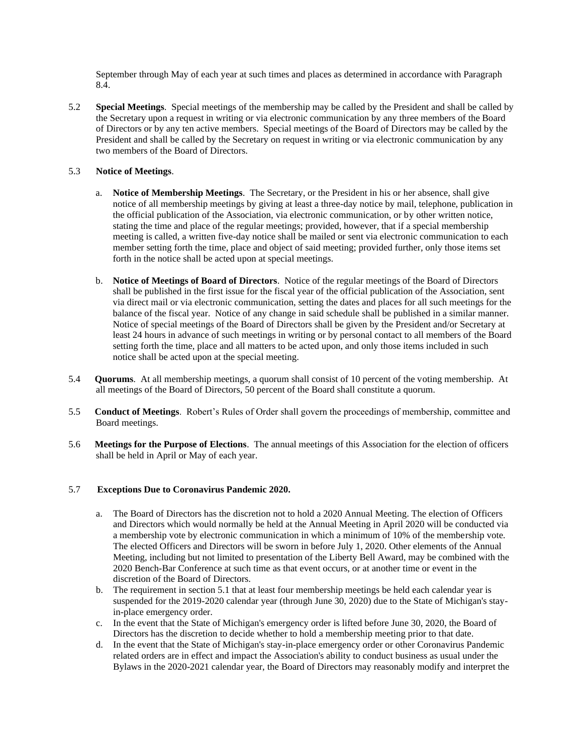September through May of each year at such times and places as determined in accordance with Paragraph 8.4.

5.2 **Special Meetings**. Special meetings of the membership may be called by the President and shall be called by the Secretary upon a request in writing or via electronic communication by any three members of the Board of Directors or by any ten active members. Special meetings of the Board of Directors may be called by the President and shall be called by the Secretary on request in writing or via electronic communication by any two members of the Board of Directors.

5.3 **Notice of Meetings**.

a. **Notice of Membership Meetings**. The Secretary, or the President in his or her absence, shall give notice of all membership meetings by giving at least a three-day notice by mail, telephone, publication in the official publication of the Association, via electronic communication, or by other written notice, stating the time and place of the regular meetings; provided, however, that if a special membership meeting is called, a written five-day notice shall be mailed or sent via electronic communication to each member setting forth the time, place and object of said meeting; provided further, only those items set forth in the notice shall be acted upon at special meetings.

b. **Notice of Meetings of Board of Directors**. Notice of the regular meetings of the Board of Directors shall be published in the first issue for the fiscal year of the official publication of the Association, sent via direct mail or via electronic communication, setting the dates and places for all such meetings for the balance of the fiscal year. Notice of any change in said schedule shall be published in a similar manner. Notice of special meetings of the Board of Directors shall be given by the President and/or Secretary at least 24 hours in advance of such meetings in writing or by personal contact to all members of the Board setting forth the time, place and all matters to be acted upon, and only those items included in such notice shall be acted upon at the special meeting.

5.4 **Quorums**. At all membership meetings, a quorum shall consist of 10 percent of the voting membership. At all meetings of the Board of Directors, 50 percent of the Board shall constitute a quorum.

5.5 **Conduct of Meetings**. Robert's Rules of Order shall govern the proceedings of membership, committee and Board meetings.

5.6 **Meetings for the Purpose of Elections**. The annual meetings of this Association for the election of officers shall be held in April or May of each year.

5.7 **Exceptions Due to Coronavirus Pandemic 2020.**

a. The Board of Directors has the discretion not to hold a 2020 Annual Meeting. The election of Officers and Directors which would normally be held at the Annual Meeting in April 2020 will be conducted via a membership vote by electronic communication in which a minimum of 10% of the membership vote. The elected Officers and Directors will be sworn in before July 1, 2020. Other elements of the Annual Meeting, including but not limited to presentation of the Liberty Bell Award, may be combined with the 2020 Bench-Bar Conference at such time as that event occurs, or at another time or event in the discretion of the Board of Directors.

b. The requirement in section 5.1 that at least four membership meetings be held each calendar year is suspended for the 2019-2020 calendar year (through June 30, 2020) due to the State of Michigan's stay-in-place emergency order.

c. In the event that the State of Michigan's emergency order is lifted before June 30, 2020, the Board of Directors has the discretion to decide whether to hold a membership meeting prior to that date.

d. In the event that the State of Michigan's stay-in-place emergency order or other Coronavirus Pandemic related orders are in effect and impact the Association's ability to conduct business as usual under the Bylaws in the 2020-2021 calendar year, the Board of Directors may reasonably modify and interpret the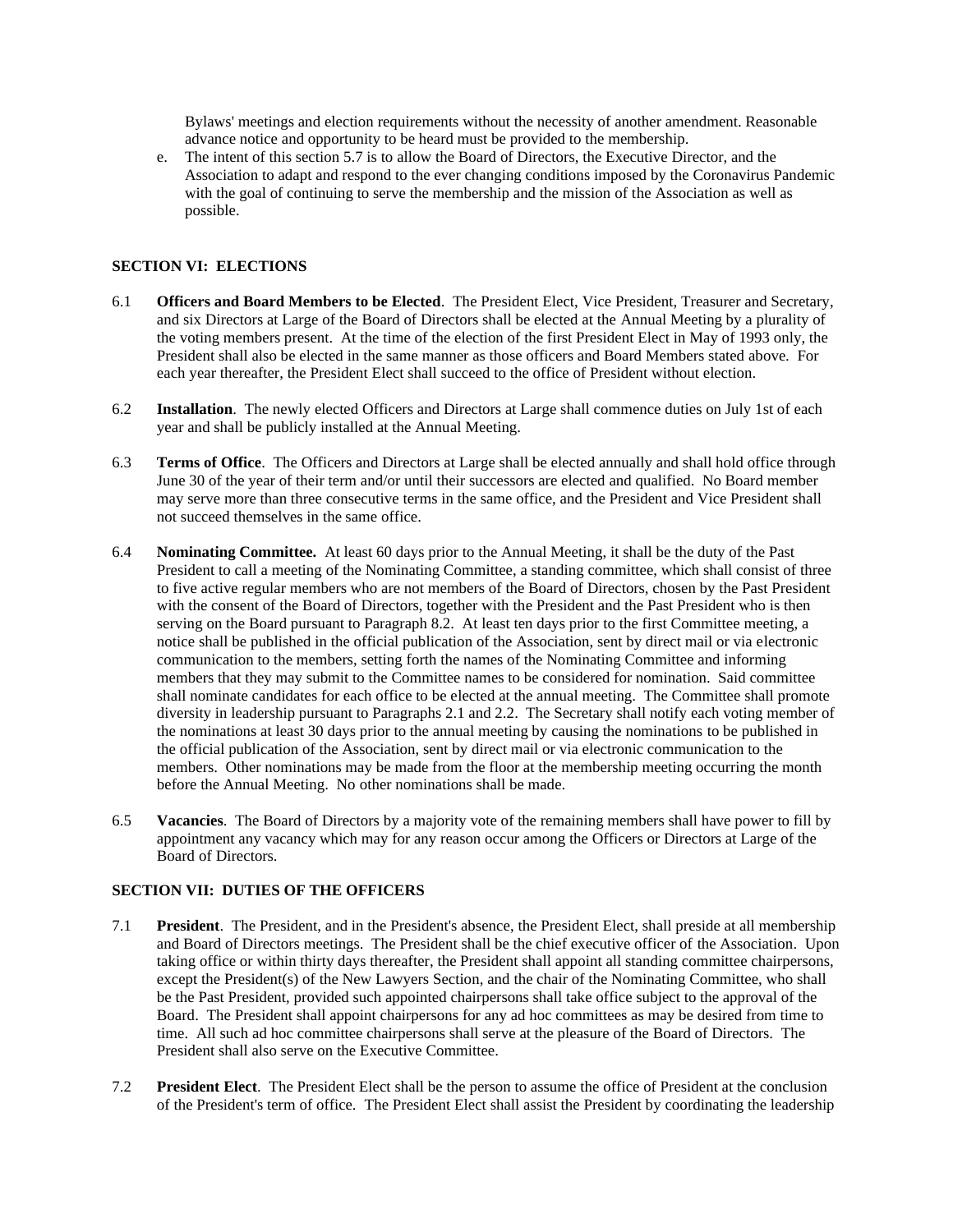Bylaws' meetings and election requirements without the necessity of another amendment. Reasonable advance notice and opportunity to be heard must be provided to the membership.

e. The intent of this section 5.7 is to allow the Board of Directors, the Executive Director, and the Association to adapt and respond to the ever changing conditions imposed by the Coronavirus Pandemic with the goal of continuing to serve the membership and the mission of the Association as well as possible.

## SECTION VI: ELECTIONS

6.1 **Officers and Board Members to be Elected**. The President Elect, Vice President, Treasurer and Secretary, and six Directors at Large of the Board of Directors shall be elected at the Annual Meeting by a plurality of the voting members present. At the time of the election of the first President Elect in May of 1993 only, the President shall also be elected in the same manner as those officers and Board Members stated above. For each year thereafter, the President Elect shall succeed to the office of President without election.

6.2 **Installation**. The newly elected Officers and Directors at Large shall commence duties on July 1st of each year and shall be publicly installed at the Annual Meeting.

6.3 **Terms of Office**. The Officers and Directors at Large shall be elected annually and shall hold office through June 30 of the year of their term and/or until their successors are elected and qualified. No Board member may serve more than three consecutive terms in the same office, and the President and Vice President shall not succeed themselves in the same office.

6.4 **Nominating Committee.** At least 60 days prior to the Annual Meeting, it shall be the duty of the Past President to call a meeting of the Nominating Committee, a standing committee, which shall consist of three to five active regular members who are not members of the Board of Directors, chosen by the Past President with the consent of the Board of Directors, together with the President and the Past President who is then serving on the Board pursuant to Paragraph 8.2. At least ten days prior to the first Committee meeting, a notice shall be published in the official publication of the Association, sent by direct mail or via electronic communication to the members, setting forth the names of the Nominating Committee and informing members that they may submit to the Committee names to be considered for nomination. Said committee shall nominate candidates for each office to be elected at the annual meeting. The Committee shall promote diversity in leadership pursuant to Paragraphs 2.1 and 2.2. The Secretary shall notify each voting member of the nominations at least 30 days prior to the annual meeting by causing the nominations to be published in the official publication of the Association, sent by direct mail or via electronic communication to the members. Other nominations may be made from the floor at the membership meeting occurring the month before the Annual Meeting. No other nominations shall be made.

6.5 **Vacancies**. The Board of Directors by a majority vote of the remaining members shall have power to fill by appointment any vacancy which may for any reason occur among the Officers or Directors at Large of the Board of Directors.

## SECTION VII: DUTIES OF THE OFFICERS

7.1 **President**. The President, and in the President's absence, the President Elect, shall preside at all membership and Board of Directors meetings. The President shall be the chief executive officer of the Association. Upon taking office or within thirty days thereafter, the President shall appoint all standing committee chairpersons, except the President(s) of the New Lawyers Section, and the chair of the Nominating Committee, who shall be the Past President, provided such appointed chairpersons shall take office subject to the approval of the Board. The President shall appoint chairpersons for any ad hoc committees as may be desired from time to time. All such ad hoc committee chairpersons shall serve at the pleasure of the Board of Directors. The President shall also serve on the Executive Committee.

7.2 **President Elect**. The President Elect shall be the person to assume the office of President at the conclusion of the President's term of office. The President Elect shall assist the President by coordinating the leadership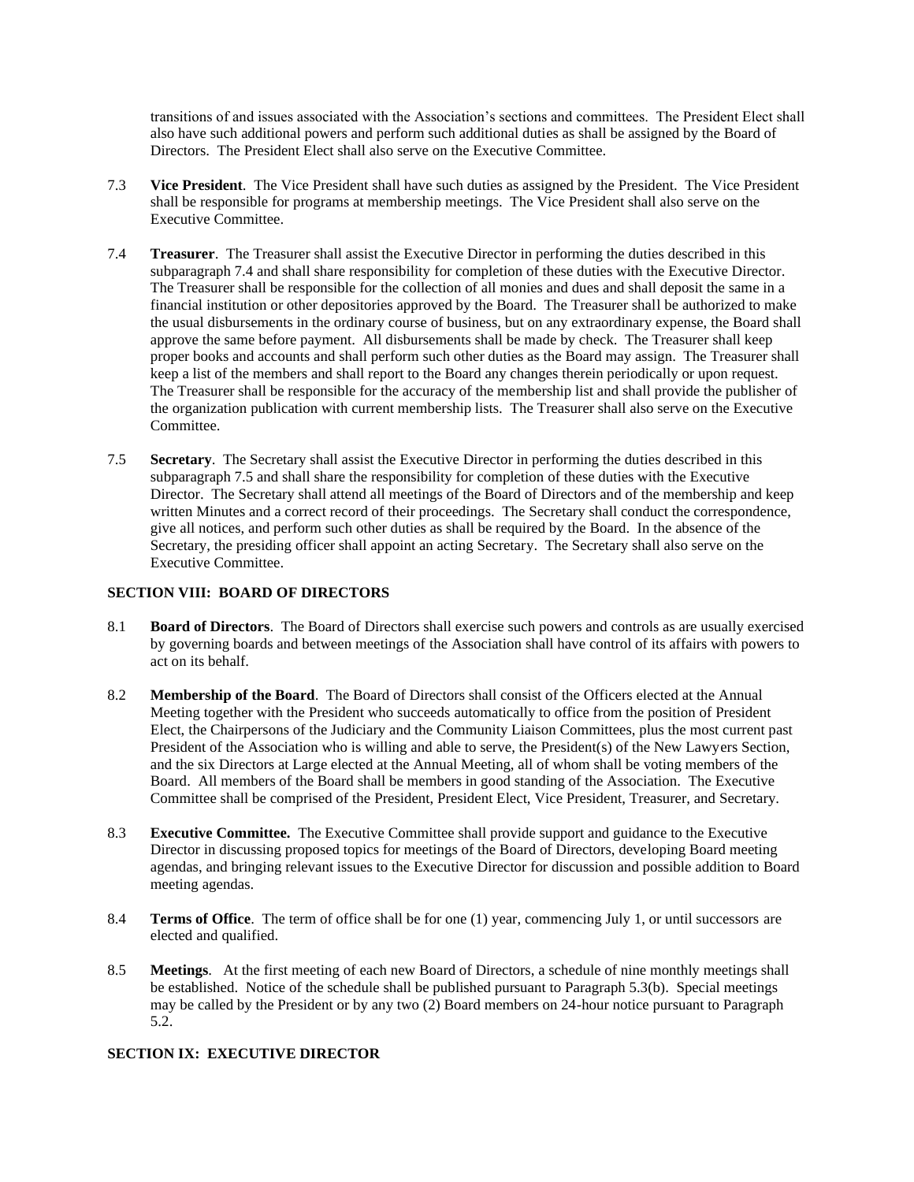transitions of and issues associated with the Association's sections and committees. The President Elect shall also have such additional powers and perform such additional duties as shall be assigned by the Board of Directors. The President Elect shall also serve on the Executive Committee.

7.3 **Vice President**. The Vice President shall have such duties as assigned by the President. The Vice President shall be responsible for programs at membership meetings. The Vice President shall also serve on the Executive Committee.

7.4 **Treasurer**. The Treasurer shall assist the Executive Director in performing the duties described in this subparagraph 7.4 and shall share responsibility for completion of these duties with the Executive Director. The Treasurer shall be responsible for the collection of all monies and dues and shall deposit the same in a financial institution or other depositories approved by the Board. The Treasurer shall be authorized to make the usual disbursements in the ordinary course of business, but on any extraordinary expense, the Board shall approve the same before payment. All disbursements shall be made by check. The Treasurer shall keep proper books and accounts and shall perform such other duties as the Board may assign. The Treasurer shall keep a list of the members and shall report to the Board any changes therein periodically or upon request. The Treasurer shall be responsible for the accuracy of the membership list and shall provide the publisher of the organization publication with current membership lists. The Treasurer shall also serve on the Executive Committee.

7.5 **Secretary**. The Secretary shall assist the Executive Director in performing the duties described in this subparagraph 7.5 and shall share the responsibility for completion of these duties with the Executive Director. The Secretary shall attend all meetings of the Board of Directors and of the membership and keep written Minutes and a correct record of their proceedings. The Secretary shall conduct the correspondence, give all notices, and perform such other duties as shall be required by the Board. In the absence of the Secretary, the presiding officer shall appoint an acting Secretary. The Secretary shall also serve on the Executive Committee.

## SECTION VIII: BOARD OF DIRECTORS

8.1 **Board of Directors**. The Board of Directors shall exercise such powers and controls as are usually exercised by governing boards and between meetings of the Association shall have control of its affairs with powers to act on its behalf.

8.2 **Membership of the Board**. The Board of Directors shall consist of the Officers elected at the Annual Meeting together with the President who succeeds automatically to office from the position of President Elect, the Chairpersons of the Judiciary and the Community Liaison Committees, plus the most current past President of the Association who is willing and able to serve, the President(s) of the New Lawyers Section, and the six Directors at Large elected at the Annual Meeting, all of whom shall be voting members of the Board. All members of the Board shall be members in good standing of the Association. The Executive Committee shall be comprised of the President, President Elect, Vice President, Treasurer, and Secretary.

8.3 **Executive Committee.** The Executive Committee shall provide support and guidance to the Executive Director in discussing proposed topics for meetings of the Board of Directors, developing Board meeting agendas, and bringing relevant issues to the Executive Director for discussion and possible addition to Board meeting agendas.

8.4 **Terms of Office**. The term of office shall be for one (1) year, commencing July 1, or until successors are elected and qualified.

8.5 **Meetings**. At the first meeting of each new Board of Directors, a schedule of nine monthly meetings shall be established. Notice of the schedule shall be published pursuant to Paragraph 5.3(b). Special meetings may be called by the President or by any two (2) Board members on 24-hour notice pursuant to Paragraph 5.2.

## SECTION IX: EXECUTIVE DIRECTOR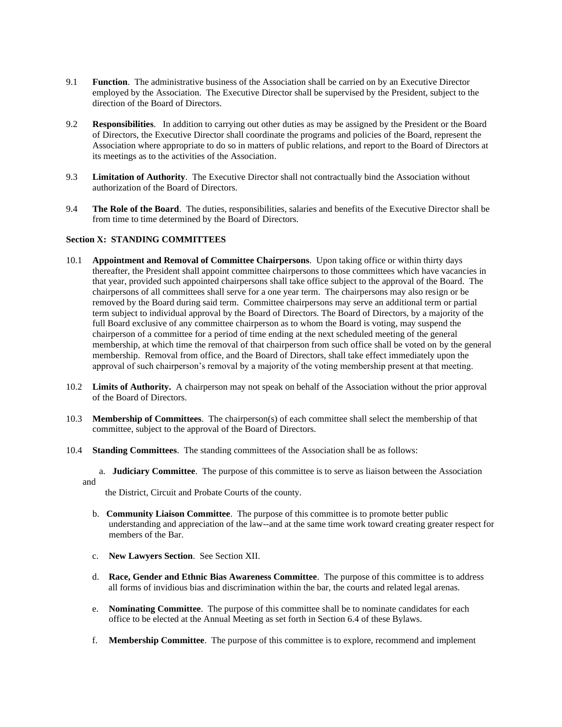9.1 **Function**. The administrative business of the Association shall be carried on by an Executive Director employed by the Association. The Executive Director shall be supervised by the President, subject to the direction of the Board of Directors.

9.2 **Responsibilities**. In addition to carrying out other duties as may be assigned by the President or the Board of Directors, the Executive Director shall coordinate the programs and policies of the Board, represent the Association where appropriate to do so in matters of public relations, and report to the Board of Directors at its meetings as to the activities of the Association.

9.3 **Limitation of Authority**. The Executive Director shall not contractually bind the Association without authorization of the Board of Directors.

9.4 **The Role of the Board**. The duties, responsibilities, salaries and benefits of the Executive Director shall be from time to time determined by the Board of Directors.

**Section X: STANDING COMMITTEES**

10.1 **Appointment and Removal of Committee Chairpersons**. Upon taking office or within thirty days thereafter, the President shall appoint committee chairpersons to those committees which have vacancies in that year, provided such appointed chairpersons shall take office subject to the approval of the Board. The chairpersons of all committees shall serve for a one year term. The chairpersons may also resign or be removed by the Board during said term. Committee chairpersons may serve an additional term or partial term subject to individual approval by the Board of Directors. The Board of Directors, by a majority of the full Board exclusive of any committee chairperson as to whom the Board is voting, may suspend the chairperson of a committee for a period of time ending at the next scheduled meeting of the general membership, at which time the removal of that chairperson from such office shall be voted on by the general membership. Removal from office, and the Board of Directors, shall take effect immediately upon the approval of such chairperson's removal by a majority of the voting membership present at that meeting.

10.2 **Limits of Authority.** A chairperson may not speak on behalf of the Association without the prior approval of the Board of Directors.

10.3 **Membership of Committees**. The chairperson(s) of each committee shall select the membership of that committee, subject to the approval of the Board of Directors.

10.4 **Standing Committees**. The standing committees of the Association shall be as follows:

a. **Judiciary Committee**. The purpose of this committee is to serve as liaison between the Association and the District, Circuit and Probate Courts of the county.

b. **Community Liaison Committee**. The purpose of this committee is to promote better public understanding and appreciation of the law--and at the same time work toward creating greater respect for members of the Bar.

c. **New Lawyers Section**. See Section XII.

d. **Race, Gender and Ethnic Bias Awareness Committee**. The purpose of this committee is to address all forms of invidious bias and discrimination within the bar, the courts and related legal arenas.

e. **Nominating Committee**. The purpose of this committee shall be to nominate candidates for each office to be elected at the Annual Meeting as set forth in Section 6.4 of these Bylaws.

f. **Membership Committee**. The purpose of this committee is to explore, recommend and implement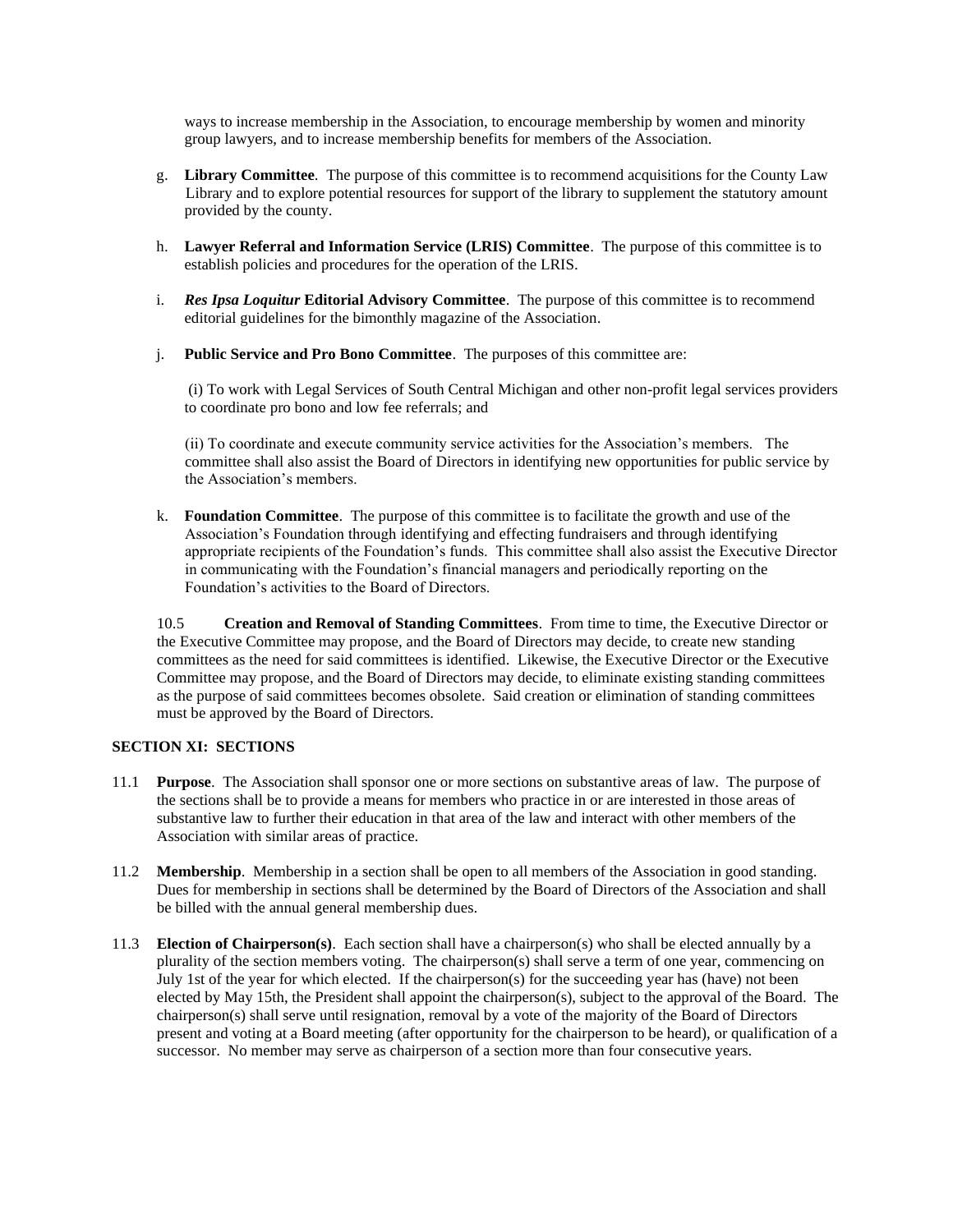ways to increase membership in the Association, to encourage membership by women and minority group lawyers, and to increase membership benefits for members of the Association.

g. **Library Committee**. The purpose of this committee is to recommend acquisitions for the County Law Library and to explore potential resources for support of the library to supplement the statutory amount provided by the county.

h. **Lawyer Referral and Information Service (LRIS) Committee**. The purpose of this committee is to establish policies and procedures for the operation of the LRIS.

i. ***Res Ipsa Loquitur*** **Editorial Advisory Committee**. The purpose of this committee is to recommend editorial guidelines for the bimonthly magazine of the Association.

j. **Public Service and Pro Bono Committee**. The purposes of this committee are:

(i) To work with Legal Services of South Central Michigan and other non-profit legal services providers to coordinate pro bono and low fee referrals; and

(ii) To coordinate and execute community service activities for the Association's members. The committee shall also assist the Board of Directors in identifying new opportunities for public service by the Association's members.

k. **Foundation Committee**. The purpose of this committee is to facilitate the growth and use of the Association's Foundation through identifying and effecting fundraisers and through identifying appropriate recipients of the Foundation's funds. This committee shall also assist the Executive Director in communicating with the Foundation's financial managers and periodically reporting on the Foundation's activities to the Board of Directors.

10.5 **Creation and Removal of Standing Committees**. From time to time, the Executive Director or the Executive Committee may propose, and the Board of Directors may decide, to create new standing committees as the need for said committees is identified. Likewise, the Executive Director or the Executive Committee may propose, and the Board of Directors may decide, to eliminate existing standing committees as the purpose of said committees becomes obsolete. Said creation or elimination of standing committees must be approved by the Board of Directors.

## SECTION XI: SECTIONS

11.1 **Purpose**. The Association shall sponsor one or more sections on substantive areas of law. The purpose of the sections shall be to provide a means for members who practice in or are interested in those areas of substantive law to further their education in that area of the law and interact with other members of the Association with similar areas of practice.

11.2 **Membership**. Membership in a section shall be open to all members of the Association in good standing. Dues for membership in sections shall be determined by the Board of Directors of the Association and shall be billed with the annual general membership dues.

11.3 **Election of Chairperson(s)**. Each section shall have a chairperson(s) who shall be elected annually by a plurality of the section members voting. The chairperson(s) shall serve a term of one year, commencing on July 1st of the year for which elected. If the chairperson(s) for the succeeding year has (have) not been elected by May 15th, the President shall appoint the chairperson(s), subject to the approval of the Board. The chairperson(s) shall serve until resignation, removal by a vote of the majority of the Board of Directors present and voting at a Board meeting (after opportunity for the chairperson to be heard), or qualification of a successor. No member may serve as chairperson of a section more than four consecutive years.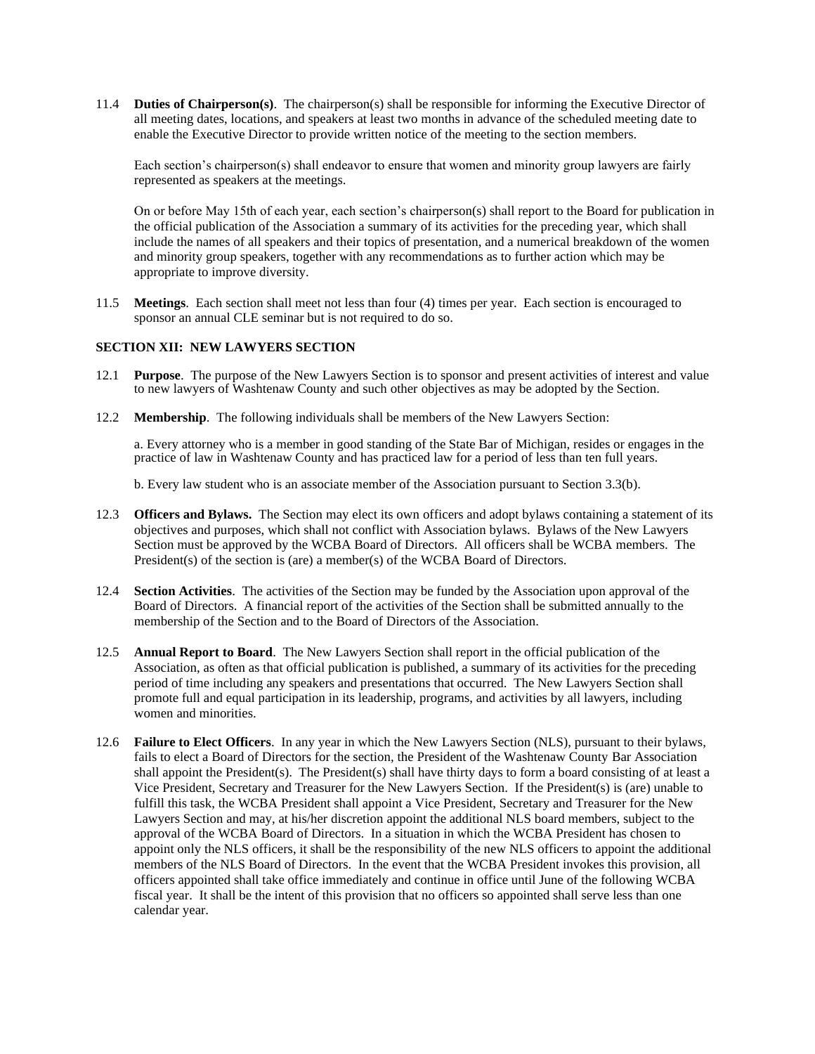11.4 **Duties of Chairperson(s)**. The chairperson(s) shall be responsible for informing the Executive Director of all meeting dates, locations, and speakers at least two months in advance of the scheduled meeting date to enable the Executive Director to provide written notice of the meeting to the section members.

Each section's chairperson(s) shall endeavor to ensure that women and minority group lawyers are fairly represented as speakers at the meetings.

On or before May 15th of each year, each section's chairperson(s) shall report to the Board for publication in the official publication of the Association a summary of its activities for the preceding year, which shall include the names of all speakers and their topics of presentation, and a numerical breakdown of the women and minority group speakers, together with any recommendations as to further action which may be appropriate to improve diversity.

11.5 **Meetings**. Each section shall meet not less than four (4) times per year. Each section is encouraged to sponsor an annual CLE seminar but is not required to do so.

**SECTION XII: NEW LAWYERS SECTION**

12.1 **Purpose**. The purpose of the New Lawyers Section is to sponsor and present activities of interest and value to new lawyers of Washtenaw County and such other objectives as may be adopted by the Section.

12.2 **Membership**. The following individuals shall be members of the New Lawyers Section:

a. Every attorney who is a member in good standing of the State Bar of Michigan, resides or engages in the practice of law in Washtenaw County and has practiced law for a period of less than ten full years.

b. Every law student who is an associate member of the Association pursuant to Section 3.3(b).

12.3 **Officers and Bylaws.** The Section may elect its own officers and adopt bylaws containing a statement of its objectives and purposes, which shall not conflict with Association bylaws. Bylaws of the New Lawyers Section must be approved by the WCBA Board of Directors. All officers shall be WCBA members. The President(s) of the section is (are) a member(s) of the WCBA Board of Directors.

12.4 **Section Activities**. The activities of the Section may be funded by the Association upon approval of the Board of Directors. A financial report of the activities of the Section shall be submitted annually to the membership of the Section and to the Board of Directors of the Association.

12.5 **Annual Report to Board**. The New Lawyers Section shall report in the official publication of the Association, as often as that official publication is published, a summary of its activities for the preceding period of time including any speakers and presentations that occurred. The New Lawyers Section shall promote full and equal participation in its leadership, programs, and activities by all lawyers, including women and minorities.

12.6 **Failure to Elect Officers**. In any year in which the New Lawyers Section (NLS), pursuant to their bylaws, fails to elect a Board of Directors for the section, the President of the Washtenaw County Bar Association shall appoint the President(s). The President(s) shall have thirty days to form a board consisting of at least a Vice President, Secretary and Treasurer for the New Lawyers Section. If the President(s) is (are) unable to fulfill this task, the WCBA President shall appoint a Vice President, Secretary and Treasurer for the New Lawyers Section and may, at his/her discretion appoint the additional NLS board members, subject to the approval of the WCBA Board of Directors. In a situation in which the WCBA President has chosen to appoint only the NLS officers, it shall be the responsibility of the new NLS officers to appoint the additional members of the NLS Board of Directors. In the event that the WCBA President invokes this provision, all officers appointed shall take office immediately and continue in office until June of the following WCBA fiscal year. It shall be the intent of this provision that no officers so appointed shall serve less than one calendar year.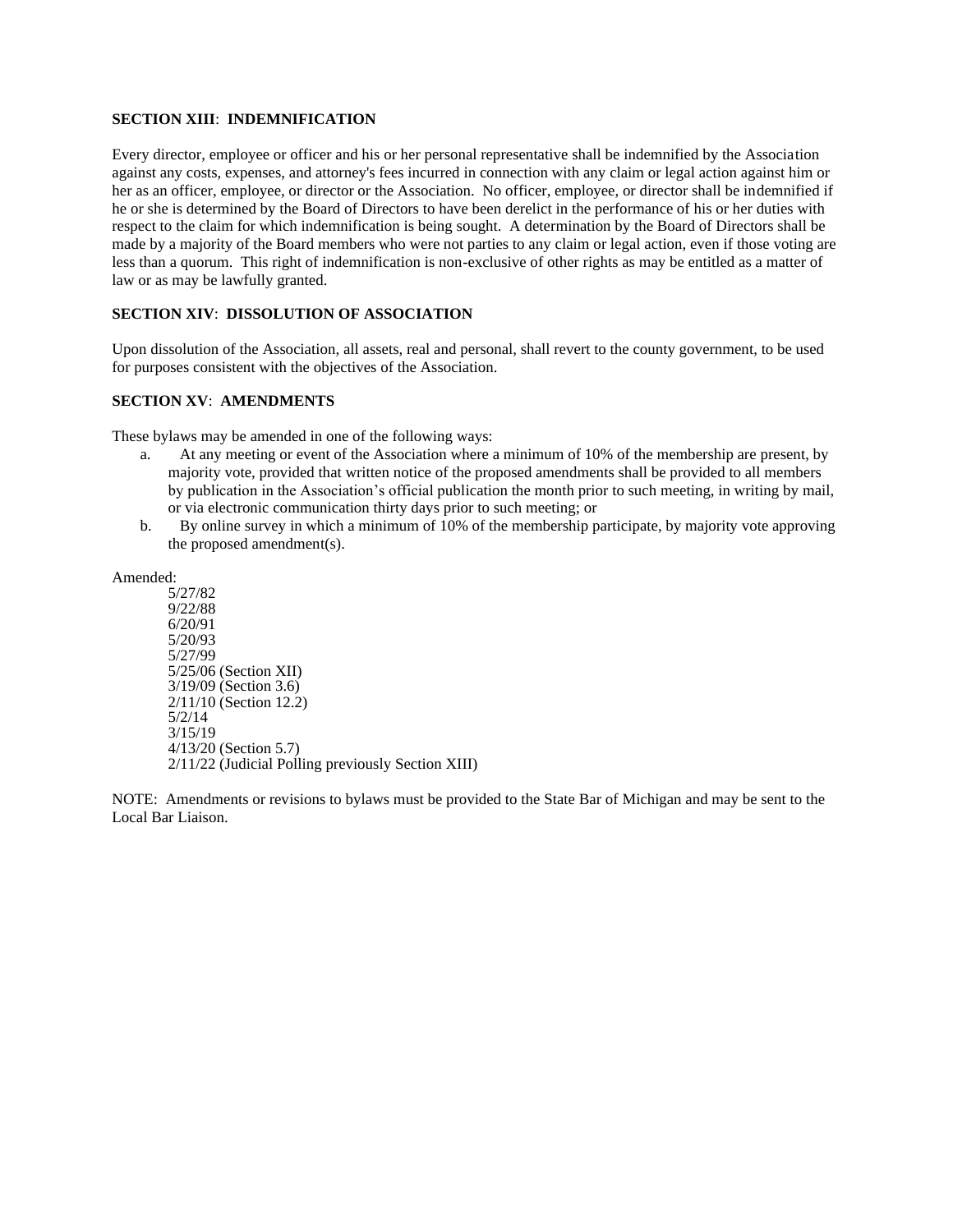**SECTION XIII**: **INDEMNIFICATION**

Every director, employee or officer and his or her personal representative shall be indemnified by the Association against any costs, expenses, and attorney's fees incurred in connection with any claim or legal action against him or her as an officer, employee, or director or the Association. No officer, employee, or director shall be indemnified if he or she is determined by the Board of Directors to have been derelict in the performance of his or her duties with respect to the claim for which indemnification is being sought. A determination by the Board of Directors shall be made by a majority of the Board members who were not parties to any claim or legal action, even if those voting are less than a quorum. This right of indemnification is non-exclusive of other rights as may be entitled as a matter of law or as may be lawfully granted.

**SECTION XIV**: **DISSOLUTION OF ASSOCIATION**

Upon dissolution of the Association, all assets, real and personal, shall revert to the county government, to be used for purposes consistent with the objectives of the Association.

**SECTION XV**: **AMENDMENTS**

These bylaws may be amended in one of the following ways:

a. At any meeting or event of the Association where a minimum of 10% of the membership are present, by majority vote, provided that written notice of the proposed amendments shall be provided to all members by publication in the Association's official publication the month prior to such meeting, in writing by mail, or via electronic communication thirty days prior to such meeting; or
b. By online survey in which a minimum of 10% of the membership participate, by majority vote approving the proposed amendment(s).

Amended:

5/27/82
9/22/88
6/20/91
5/20/93
5/27/99
5/25/06 (Section XII)
3/19/09 (Section 3.6)
2/11/10 (Section 12.2)
5/2/14
3/15/19
4/13/20 (Section 5.7)
2/11/22 (Judicial Polling previously Section XIII)

NOTE: Amendments or revisions to bylaws must be provided to the State Bar of Michigan and may be sent to the Local Bar Liaison.